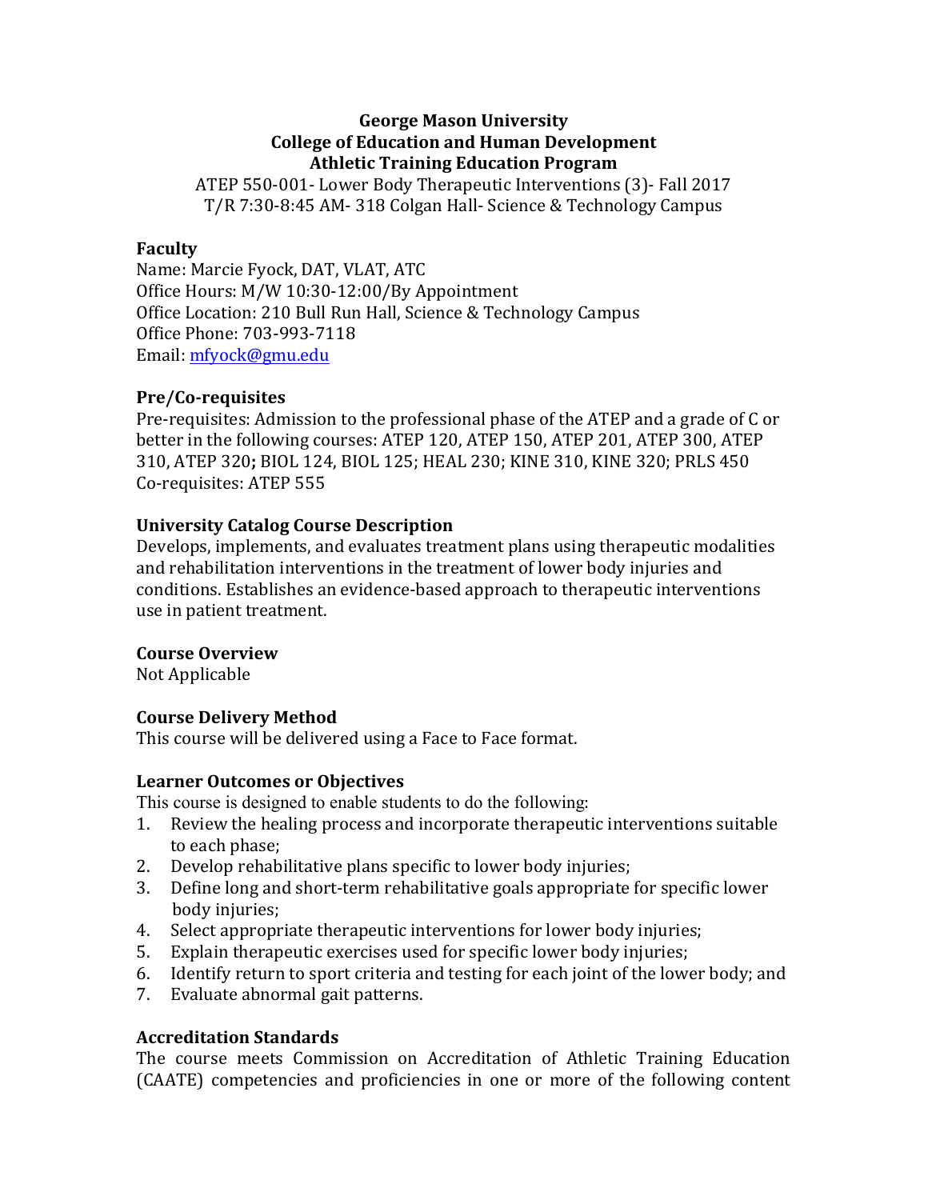**George Mason University**
**College of Education and Human Development**
**Athletic Training Education Program**

ATEP 550-001- Lower Body Therapeutic Interventions (3)- Fall 2017
T/R 7:30-8:45 AM- 318 Colgan Hall- Science & Technology Campus

### Faculty

Name: Marcie Fyock, DAT, VLAT, ATC
Office Hours: M/W 10:30-12:00/By Appointment
Office Location: 210 Bull Run Hall, Science & Technology Campus
Office Phone: 703-993-7118
Email: mfyock@gmu.edu

### Pre/Co-requisites

Pre-requisites: Admission to the professional phase of the ATEP and a grade of C or better in the following courses: ATEP 120, ATEP 150, ATEP 201, ATEP 300, ATEP 310, ATEP 320**;** BIOL 124, BIOL 125; HEAL 230; KINE 310, KINE 320; PRLS 450
Co-requisites: ATEP 555

### University Catalog Course Description

Develops, implements, and evaluates treatment plans using therapeutic modalities and rehabilitation interventions in the treatment of lower body injuries and conditions. Establishes an evidence-based approach to therapeutic interventions use in patient treatment.

### Course Overview

Not Applicable

### Course Delivery Method

This course will be delivered using a Face to Face format.

### Learner Outcomes or Objectives

This course is designed to enable students to do the following:

1. Review the healing process and incorporate therapeutic interventions suitable to each phase;
2. Develop rehabilitative plans specific to lower body injuries;
3. Define long and short-term rehabilitative goals appropriate for specific lower body injuries;
4. Select appropriate therapeutic interventions for lower body injuries;
5. Explain therapeutic exercises used for specific lower body injuries;
6. Identify return to sport criteria and testing for each joint of the lower body; and
7. Evaluate abnormal gait patterns.

### Accreditation Standards

The course meets Commission on Accreditation of Athletic Training Education (CAATE) competencies and proficiencies in one or more of the following content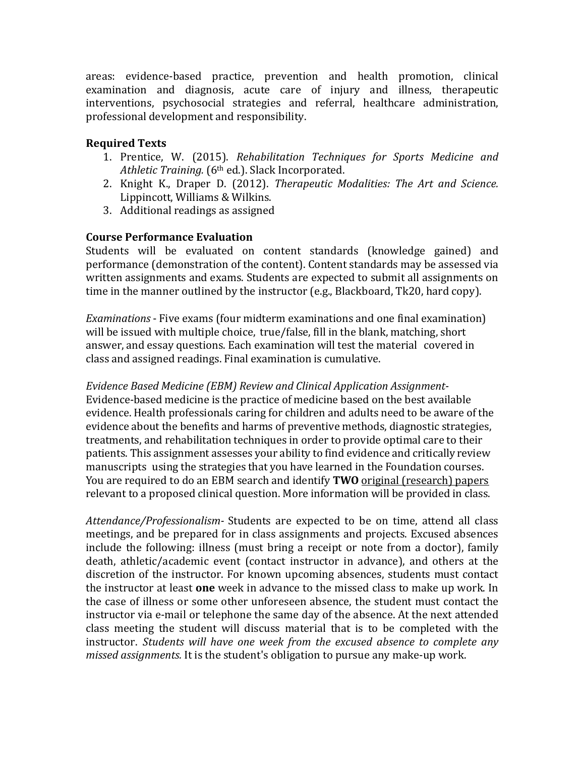areas: evidence-based practice, prevention and health promotion, clinical examination and diagnosis, acute care of injury and illness, therapeutic interventions, psychosocial strategies and referral, healthcare administration, professional development and responsibility.

**Required Texts**

1. Prentice, W. (2015). *Rehabilitation Techniques for Sports Medicine and Athletic Training.* (6th ed.). Slack Incorporated.
2. Knight K., Draper D. (2012). *Therapeutic Modalities: The Art and Science.* Lippincott, Williams & Wilkins.
3. Additional readings as assigned

**Course Performance Evaluation**

Students will be evaluated on content standards (knowledge gained) and performance (demonstration of the content). Content standards may be assessed via written assignments and exams. Students are expected to submit all assignments on time in the manner outlined by the instructor (e.g., Blackboard, Tk20, hard copy).

*Examinations* - Five exams (four midterm examinations and one final examination) will be issued with multiple choice, true/false, fill in the blank, matching, short answer, and essay questions. Each examination will test the material covered in class and assigned readings. Final examination is cumulative.

*Evidence Based Medicine (EBM) Review and Clinical Application Assignment-* Evidence-based medicine is the practice of medicine based on the best available evidence. Health professionals caring for children and adults need to be aware of the evidence about the benefits and harms of preventive methods, diagnostic strategies, treatments, and rehabilitation techniques in order to provide optimal care to their patients. This assignment assesses your ability to find evidence and critically review manuscripts using the strategies that you have learned in the Foundation courses. You are required to do an EBM search and identify **TWO** <u>original (research) papers</u> relevant to a proposed clinical question. More information will be provided in class.

*Attendance/Professionalism-* Students are expected to be on time, attend all class meetings, and be prepared for in class assignments and projects. Excused absences include the following: illness (must bring a receipt or note from a doctor), family death, athletic/academic event (contact instructor in advance), and others at the discretion of the instructor. For known upcoming absences, students must contact the instructor at least **one** week in advance to the missed class to make up work. In the case of illness or some other unforeseen absence, the student must contact the instructor via e-mail or telephone the same day of the absence. At the next attended class meeting the student will discuss material that is to be completed with the instructor. *Students will have one week from the excused absence to complete any missed assignments.* It is the student's obligation to pursue any make-up work.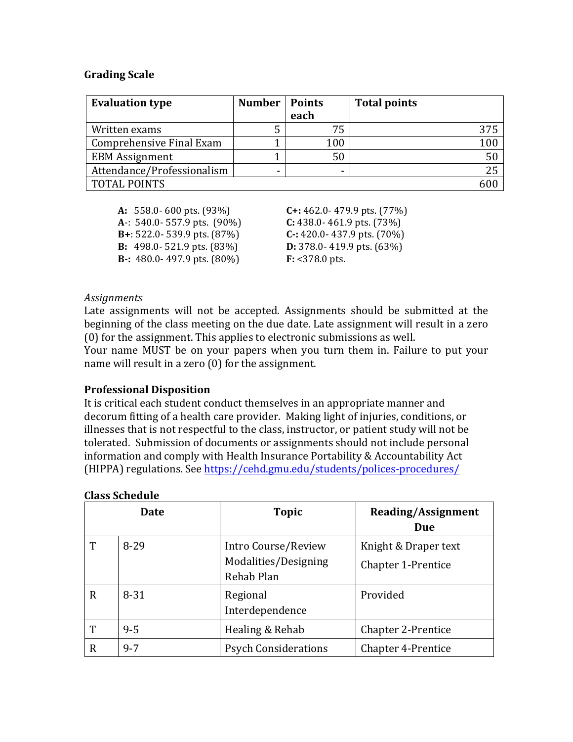### Grading Scale

| Evaluation type | Number | Points each | Total points |
|---|---|---|---|
| Written exams | 5 | 75 | 375 |
| Comprehensive Final Exam | 1 | 100 | 100 |
| EBM Assignment | 1 | 50 | 50 |
| Attendance/Professionalism | - | - | 25 |
| TOTAL POINTS | | | 600 |

**A:** 558.0- 600 pts. (93%)
**A-**: 540.0- 557.9 pts. (90%)
**B+**: 522.0- 539.9 pts. (87%)
**B:** 498.0- 521.9 pts. (83%)
**B-:** 480.0- 497.9 pts. (80%)
**C+:** 462.0- 479.9 pts. (77%)
**C:** 438.0- 461.9 pts. (73%)
**C-:** 420.0- 437.9 pts. (70%)
**D:** 378.0- 419.9 pts. (63%)
**F:** <378.0 pts.

*Assignments*

Late assignments will not be accepted. Assignments should be submitted at the beginning of the class meeting on the due date. Late assignment will result in a zero (0) for the assignment. This applies to electronic submissions as well.

Your name MUST be on your papers when you turn them in. Failure to put your name will result in a zero (0) for the assignment.

### Professional Disposition

It is critical each student conduct themselves in an appropriate manner and decorum fitting of a health care provider. Making light of injuries, conditions, or illnesses that is not respectful to the class, instructor, or patient study will not be tolerated. Submission of documents or assignments should not include personal information and comply with Health Insurance Portability & Accountability Act (HIPPA) regulations. See https://cehd.gmu.edu/students/polices-procedures/

### Class Schedule

| Date | | Topic | Reading/Assignment Due |
|---|---|---|---|
| T | 8-29 | Intro Course/Review Modalities/Designing Rehab Plan | Knight & Draper text Chapter 1-Prentice |
| R | 8-31 | Regional Interdependence | Provided |
| T | 9-5 | Healing & Rehab | Chapter 2-Prentice |
| R | 9-7 | Psych Considerations | Chapter 4-Prentice |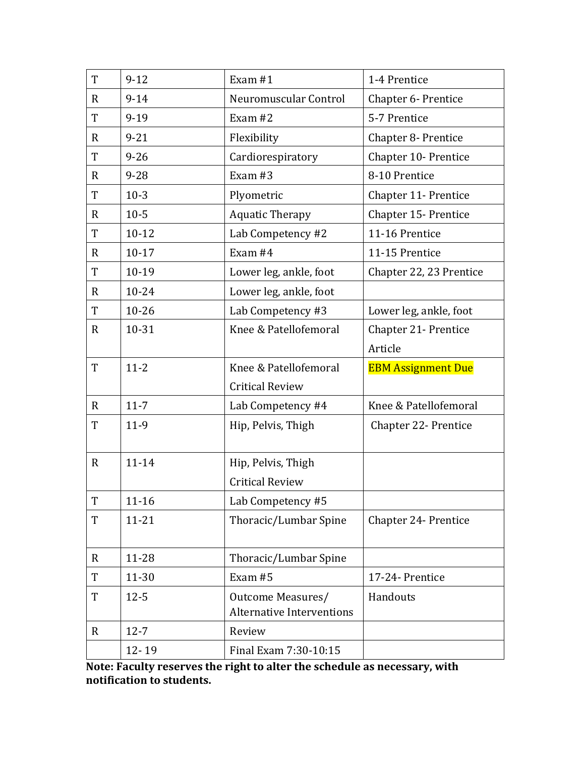| T | 9-12 | Exam #1 | 1-4 Prentice |
|---|---|---|---|
| R | 9-14 | Neuromuscular Control | Chapter 6- Prentice |
| T | 9-19 | Exam #2 | 5-7 Prentice |
| R | 9-21 | Flexibility | Chapter 8- Prentice |
| T | 9-26 | Cardiorespiratory | Chapter 10- Prentice |
| R | 9-28 | Exam #3 | 8-10 Prentice |
| T | 10-3 | Plyometric | Chapter 11- Prentice |
| R | 10-5 | Aquatic Therapy | Chapter 15- Prentice |
| T | 10-12 | Lab Competency #2 | 11-16 Prentice |
| R | 10-17 | Exam #4 | 11-15 Prentice |
| T | 10-19 | Lower leg, ankle, foot | Chapter 22, 23 Prentice |
| R | 10-24 | Lower leg, ankle, foot | |
| T | 10-26 | Lab Competency #3 | Lower leg, ankle, foot |
| R | 10-31 | Knee & Patellofemoral | Chapter 21- Prentice Article |
| T | 11-2 | Knee & Patellofemoral Critical Review | EBM Assignment Due |
| R | 11-7 | Lab Competency #4 | Knee & Patellofemoral |
| T | 11-9 | Hip, Pelvis, Thigh | Chapter 22- Prentice |
| R | 11-14 | Hip, Pelvis, Thigh Critical Review | |
| T | 11-16 | Lab Competency #5 | |
| T | 11-21 | Thoracic/Lumbar Spine | Chapter 24- Prentice |
| R | 11-28 | Thoracic/Lumbar Spine | |
| T | 11-30 | Exam #5 | 17-24- Prentice |
| T | 12-5 | Outcome Measures/ Alternative Interventions | Handouts |
| R | 12-7 | Review | |
| | 12- 19 | Final Exam 7:30-10:15 | |

**Note: Faculty reserves the right to alter the schedule as necessary, with notification to students.**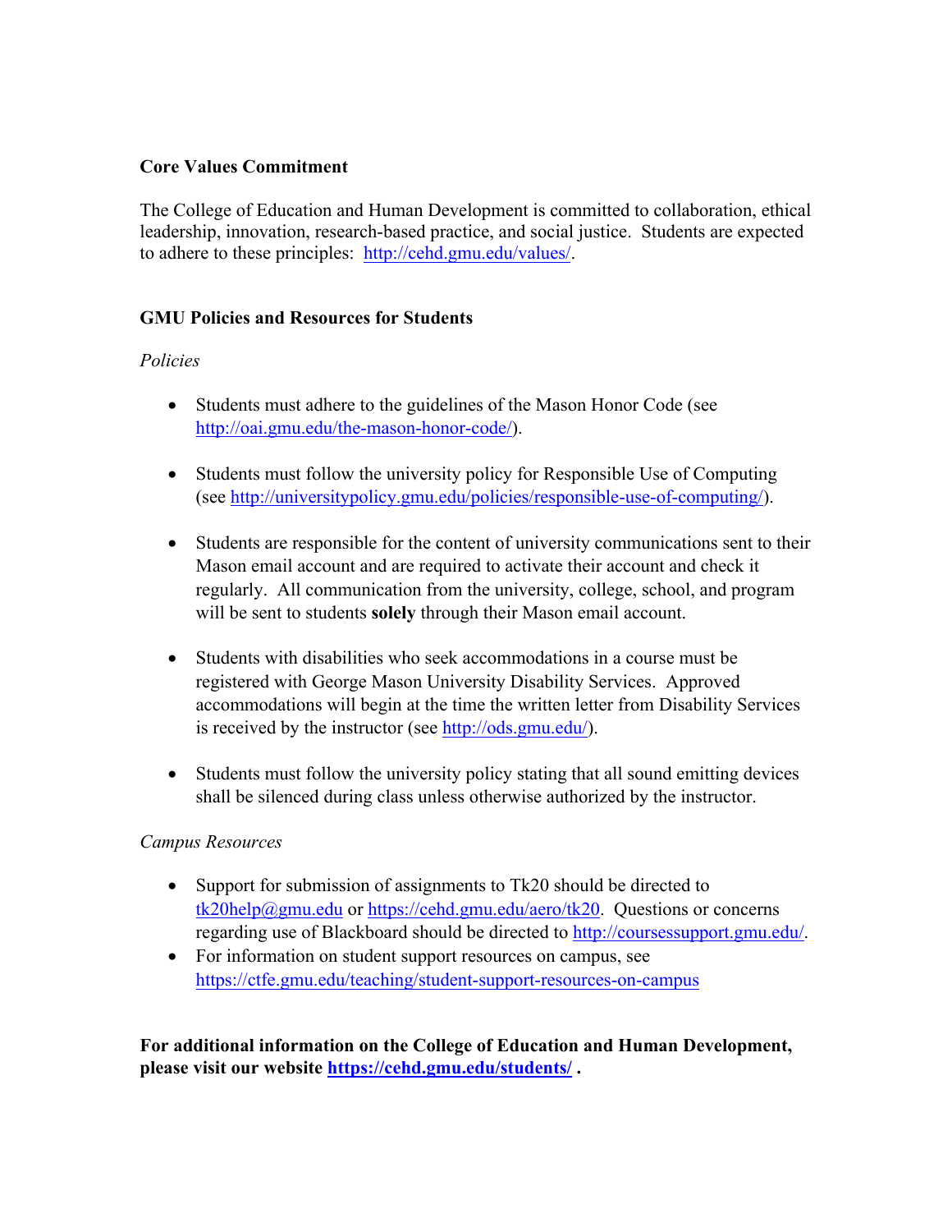## Core Values Commitment

The College of Education and Human Development is committed to collaboration, ethical leadership, innovation, research-based practice, and social justice. Students are expected to adhere to these principles: [http://cehd.gmu.edu/values/](http://cehd.gmu.edu/values/).

## GMU Policies and Resources for Students

*Policies*

- Students must adhere to the guidelines of the Mason Honor Code (see [http://oai.gmu.edu/the-mason-honor-code/](http://oai.gmu.edu/the-mason-honor-code/)).

- Students must follow the university policy for Responsible Use of Computing (see [http://universitypolicy.gmu.edu/policies/responsible-use-of-computing/](http://universitypolicy.gmu.edu/policies/responsible-use-of-computing/)).

- Students are responsible for the content of university communications sent to their Mason email account and are required to activate their account and check it regularly. All communication from the university, college, school, and program will be sent to students **solely** through their Mason email account.

- Students with disabilities who seek accommodations in a course must be registered with George Mason University Disability Services. Approved accommodations will begin at the time the written letter from Disability Services is received by the instructor (see [http://ods.gmu.edu/](http://ods.gmu.edu/)).

- Students must follow the university policy stating that all sound emitting devices shall be silenced during class unless otherwise authorized by the instructor.

*Campus Resources*

- Support for submission of assignments to Tk20 should be directed to [tk20help@gmu.edu](mailto:tk20help@gmu.edu) or [https://cehd.gmu.edu/aero/tk20](https://cehd.gmu.edu/aero/tk20). Questions or concerns regarding use of Blackboard should be directed to [http://coursessupport.gmu.edu/](http://coursessupport.gmu.edu/).
- For information on student support resources on campus, see [https://ctfe.gmu.edu/teaching/student-support-resources-on-campus](https://ctfe.gmu.edu/teaching/student-support-resources-on-campus)

**For additional information on the College of Education and Human Development, please visit our website [https://cehd.gmu.edu/students/](https://cehd.gmu.edu/students/) .**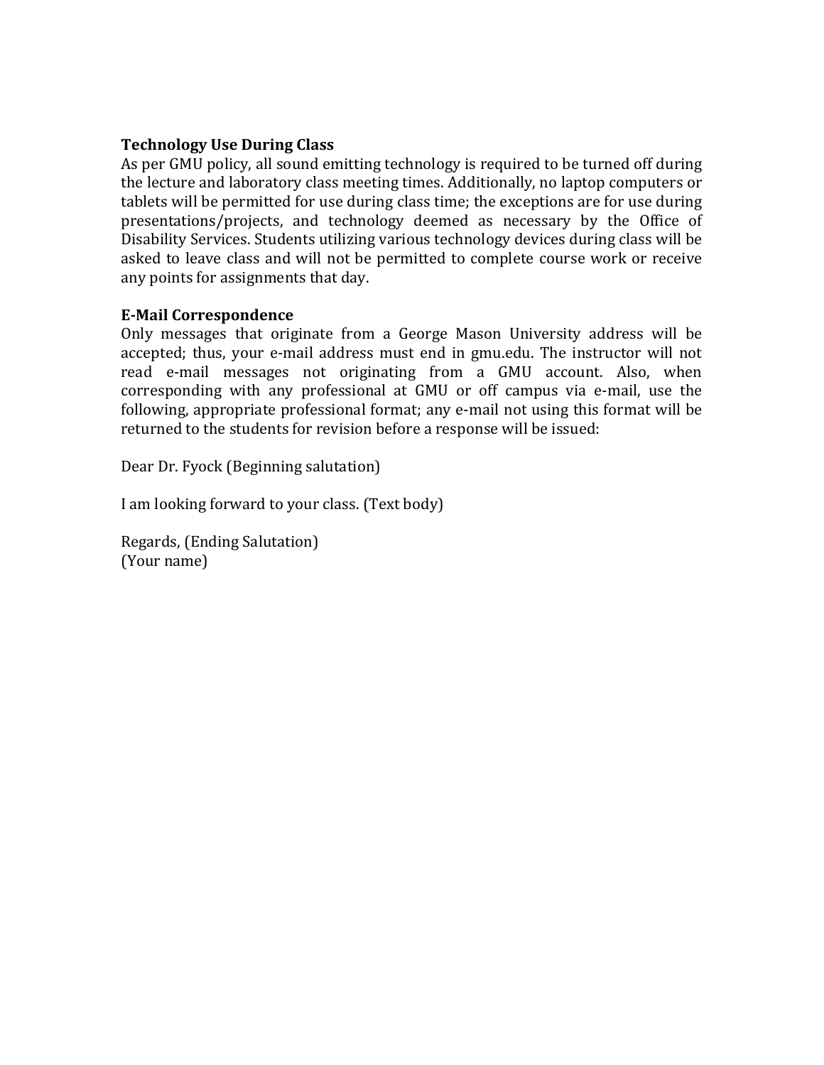**Technology Use During Class**

As per GMU policy, all sound emitting technology is required to be turned off during the lecture and laboratory class meeting times. Additionally, no laptop computers or tablets will be permitted for use during class time; the exceptions are for use during presentations/projects, and technology deemed as necessary by the Office of Disability Services. Students utilizing various technology devices during class will be asked to leave class and will not be permitted to complete course work or receive any points for assignments that day.

**E-Mail Correspondence**

Only messages that originate from a George Mason University address will be accepted; thus, your e-mail address must end in gmu.edu. The instructor will not read e-mail messages not originating from a GMU account. Also, when corresponding with any professional at GMU or off campus via e-mail, use the following, appropriate professional format; any e-mail not using this format will be returned to the students for revision before a response will be issued:

Dear Dr. Fyock (Beginning salutation)

I am looking forward to your class. (Text body)

Regards, (Ending Salutation)  
(Your name)